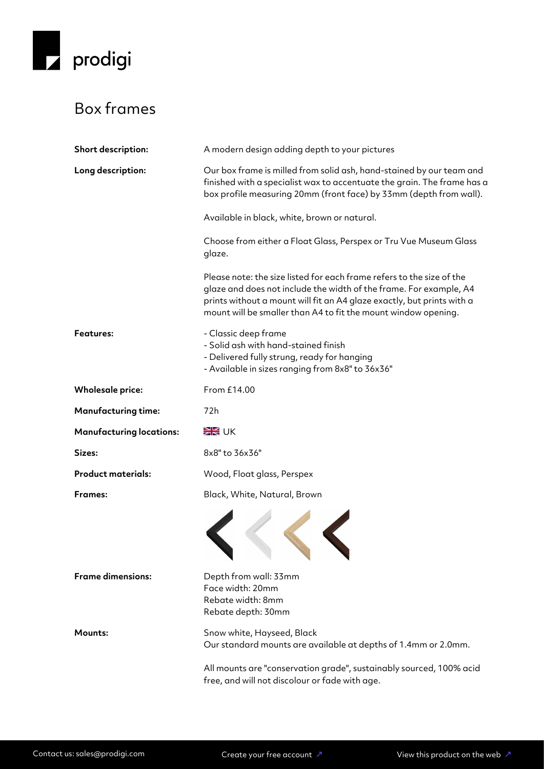prodigi

# Box frames

| | |
|---|---|
| **Short description:** | A modern design adding depth to your pictures |
| **Long description:** | Our box frame is milled from solid ash, hand-stained by our team and finished with a specialist wax to accentuate the grain. The frame has a box profile measuring 20mm (front face) by 33mm (depth from wall).<br><br>Available in black, white, brown or natural.<br><br>Choose from either a Float Glass, Perspex or Tru Vue Museum Glass glaze.<br><br>Please note: the size listed for each frame refers to the size of the glaze and does not include the width of the frame. For example, A4 prints without a mount will fit an A4 glaze exactly, but prints with a mount will be smaller than A4 to fit the mount window opening. |
| **Features:** | - Classic deep frame<br>- Solid ash with hand-stained finish<br>- Delivered fully strung, ready for hanging<br>- Available in sizes ranging from 8x8" to 36x36" |
| **Wholesale price:** | From £14.00 |
| **Manufacturing time:** | 72h |
| **Manufacturing locations:** | UK |
| **Sizes:** | 8x8" to 36x36" |
| **Product materials:** | Wood, Float glass, Perspex |
| **Frames:** | Black, White, Natural, Brown |
| **Frame dimensions:** | Depth from wall: 33mm<br>Face width: 20mm<br>Rebate width: 8mm<br>Rebate depth: 30mm |
| **Mounts:** | Snow white, Hayseed, Black<br>Our standard mounts are available at depths of 1.4mm or 2.0mm.<br><br>All mounts are "conservation grade", sustainably sourced, 100% acid free, and will not discolour or fade with age. |

Contact us: sales@prodigi.com | Create your free account ↗ | View this product on the web ↗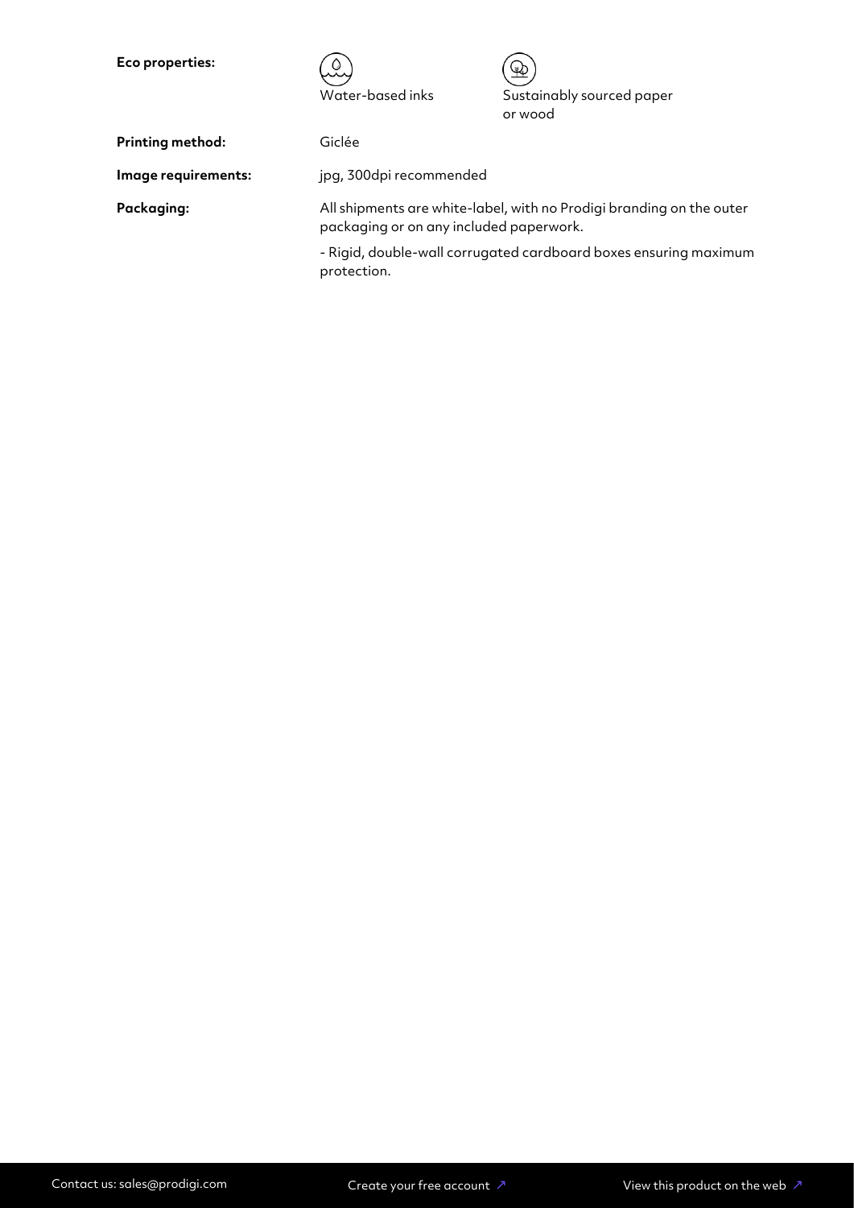**Eco properties:** Water-based inks; Sustainably sourced paper or wood

**Printing method:** Giclée

**Image requirements:** jpg, 300dpi recommended

**Packaging:** All shipments are white-label, with no Prodigi branding on the outer packaging or on any included paperwork.

- Rigid, double-wall corrugated cardboard boxes ensuring maximum protection.

Contact us: sales@prodigi.com

Create your free account ↗

View this product on the web ↗